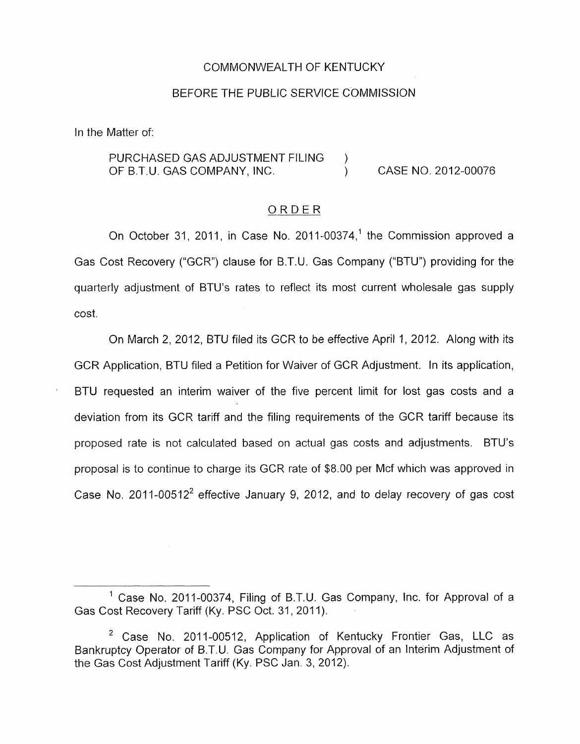COMMONWEALTH OF KENTUCKY

BEFORE THE PUBLIC SERVICE COMMISSION

In the Matter of:

PURCHASED GAS ADJUSTMENT FILING OF B.T.U. GAS COMPANY, INC. ) ) CASE NO. 2012-00076

## ORDER

On October 31, 2011, in Case No. 2011-00374,[1] the Commission approved a Gas Cost Recovery ("GCR") clause for B.T.U. Gas Company ("BTU") providing for the quarterly adjustment of BTU's rates to reflect its most current wholesale gas supply cost.

On March 2, 2012, BTU filed its GCR to be effective April 1, 2012. Along with its GCR Application, BTU filed a Petition for Waiver of GCR Adjustment. In its application, BTU requested an interim waiver of the five percent limit for lost gas costs and a deviation from its GCR tariff and the filing requirements of the GCR tariff because its proposed rate is not calculated based on actual gas costs and adjustments. BTU's proposal is to continue to charge its GCR rate of \$8.00 per Mcf which was approved in Case No. 2011-00512[2] effective January 9, 2012, and to delay recovery of gas cost

---

[1] Case No. 2011-00374, Filing of B.T.U. Gas Company, Inc. for Approval of a Gas Cost Recovery Tariff (Ky. PSC Oct. 31, 2011).

[2] Case No. 2011-00512, Application of Kentucky Frontier Gas, LLC as Bankruptcy Operator of B.T.U. Gas Company for Approval of an Interim Adjustment of the Gas Cost Adjustment Tariff (Ky. PSC Jan. 3, 2012).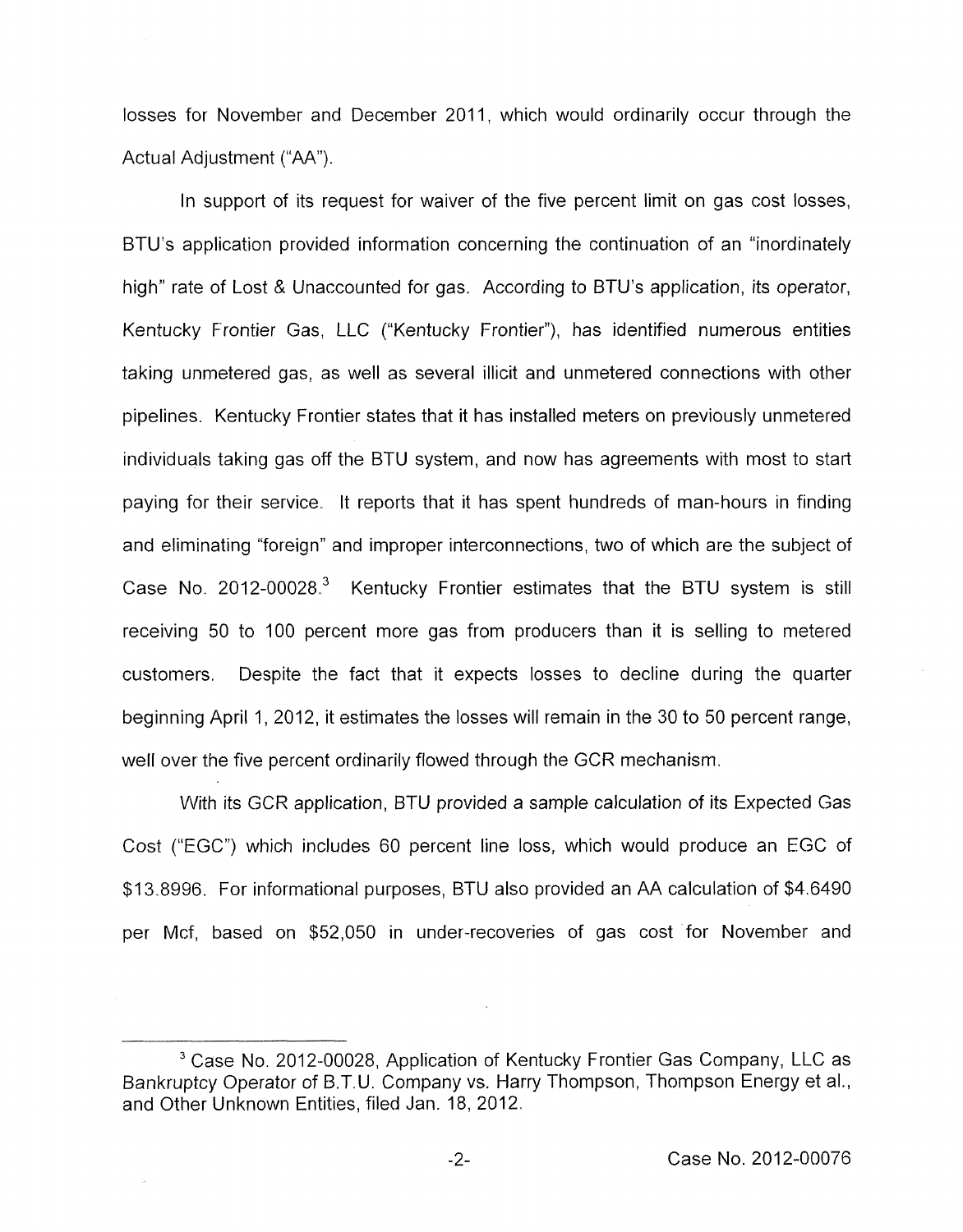losses for November and December 2011, which would ordinarily occur through the Actual Adjustment ("AA").

In support of its request for waiver of the five percent limit on gas cost losses, BTU's application provided information concerning the continuation of an "inordinately high" rate of Lost & Unaccounted for gas. According to BTU's application, its operator, Kentucky Frontier Gas, LLC ("Kentucky Frontier"), has identified numerous entities taking unmetered gas, as well as several illicit and unmetered connections with other pipelines. Kentucky Frontier states that it has installed meters on previously unmetered individuals taking gas off the BTU system, and now has agreements with most to start paying for their service. It reports that it has spent hundreds of man-hours in finding and eliminating "foreign" and improper interconnections, two of which are the subject of Case No. 2012-00028.[3] Kentucky Frontier estimates that the BTU system is still receiving 50 to 100 percent more gas from producers than it is selling to metered customers. Despite the fact that it expects losses to decline during the quarter beginning April 1, 2012, it estimates the losses will remain in the 30 to 50 percent range, well over the five percent ordinarily flowed through the GCR mechanism.

With its GCR application, BTU provided a sample calculation of its Expected Gas Cost ("EGC") which includes 60 percent line loss, which would produce an EGC of $13.8996. For informational purposes, BTU also provided an AA calculation of $4.6490 per Mcf, based on $52,050 in under-recoveries of gas cost for November and

---

[3] Case No. 2012-00028, Application of Kentucky Frontier Gas Company, LLC as Bankruptcy Operator of B.T.U. Company vs. Harry Thompson, Thompson Energy et al., and Other Unknown Entities, filed Jan. 18, 2012.

Case No. 2012-00076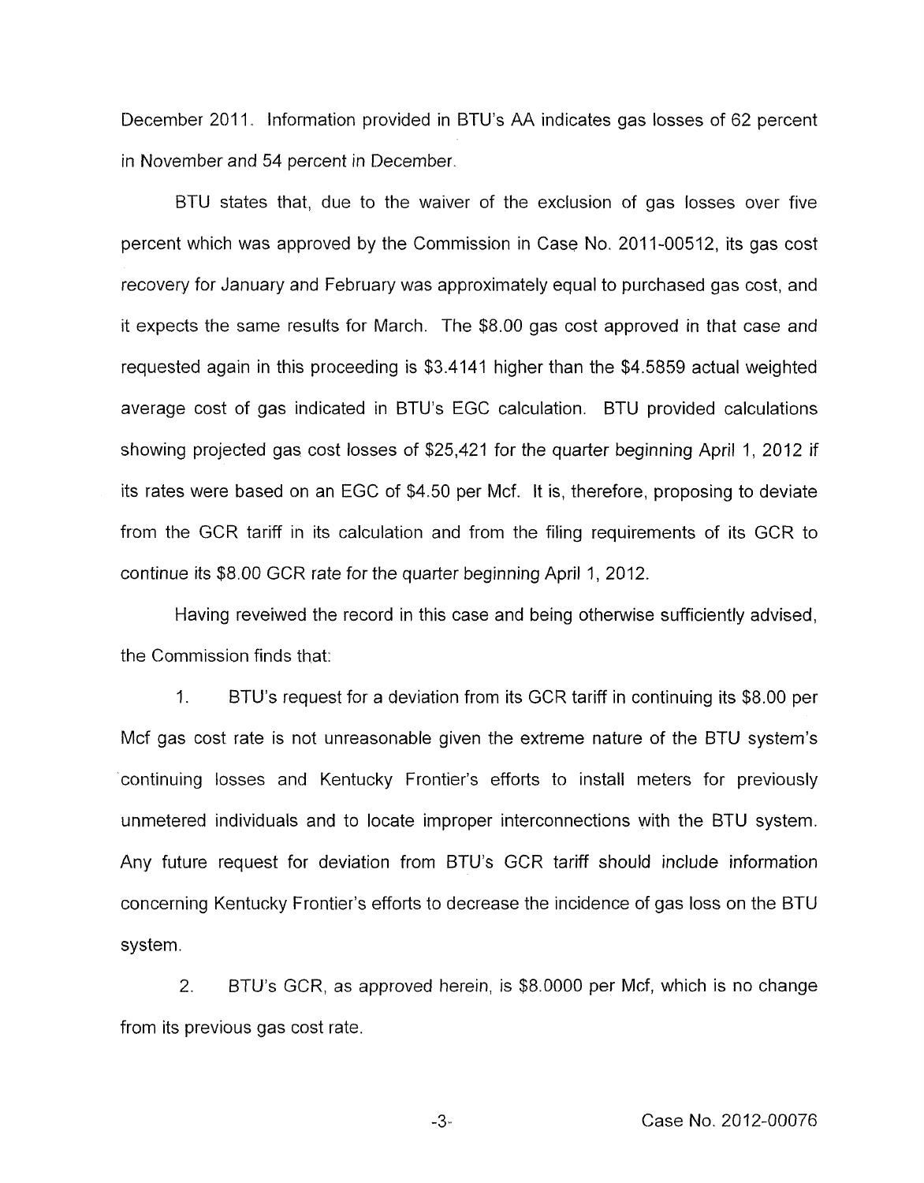December 2011. Information provided in BTU's AA indicates gas losses of 62 percent in November and 54 percent in December.

BTU states that, due to the waiver of the exclusion of gas losses over five percent which was approved by the Commission in Case No. 2011-00512, its gas cost recovery for January and February was approximately equal to purchased gas cost, and it expects the same results for March. The $8.00 gas cost approved in that case and requested again in this proceeding is $3.4141 higher than the $4.5859 actual weighted average cost of gas indicated in BTU's EGC calculation. BTU provided calculations showing projected gas cost losses of $25,421 for the quarter beginning April 1, 2012 if its rates were based on an EGC of $4.50 per Mcf. It is, therefore, proposing to deviate from the GCR tariff in its calculation and from the filing requirements of its GCR to continue its $8.00 GCR rate for the quarter beginning April 1, 2012.

Having reveiwed the record in this case and being otherwise sufficiently advised, the Commission finds that:

1. BTU's request for a deviation from its GCR tariff in continuing its $8.00 per Mcf gas cost rate is not unreasonable given the extreme nature of the BTU system's continuing losses and Kentucky Frontier's efforts to install meters for previously unmetered individuals and to locate improper interconnections with the BTU system. Any future request for deviation from BTU's GCR tariff should include information concerning Kentucky Frontier's efforts to decrease the incidence of gas loss on the BTU system.

2. BTU's GCR, as approved herein, is $8.0000 per Mcf, which is no change from its previous gas cost rate.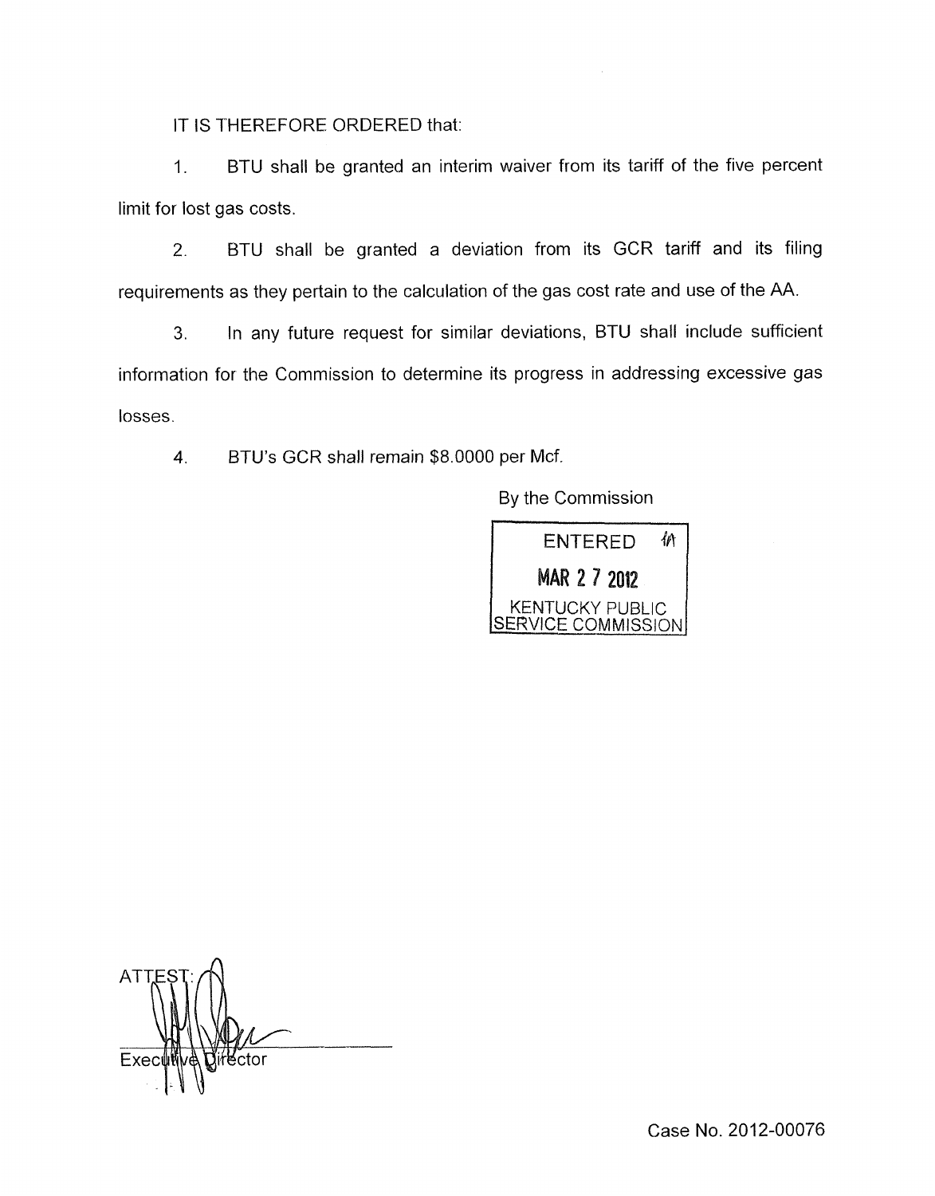IT IS THEREFORE ORDERED that:

1. BTU shall be granted an interim waiver from its tariff of the five percent limit for lost gas costs.

2. BTU shall be granted a deviation from its GCR tariff and its filing requirements as they pertain to the calculation of the gas cost rate and use of the AA.

3. In any future request for similar deviations, BTU shall include sufficient information for the Commission to determine its progress in addressing excessive gas losses.

4. BTU's GCR shall remain $8.0000 per Mcf.

By the Commission

ENTERED
MAR 27 2012
KENTUCKY PUBLIC SERVICE COMMISSION

ATTEST:

Executive Director

Case No. 2012-00076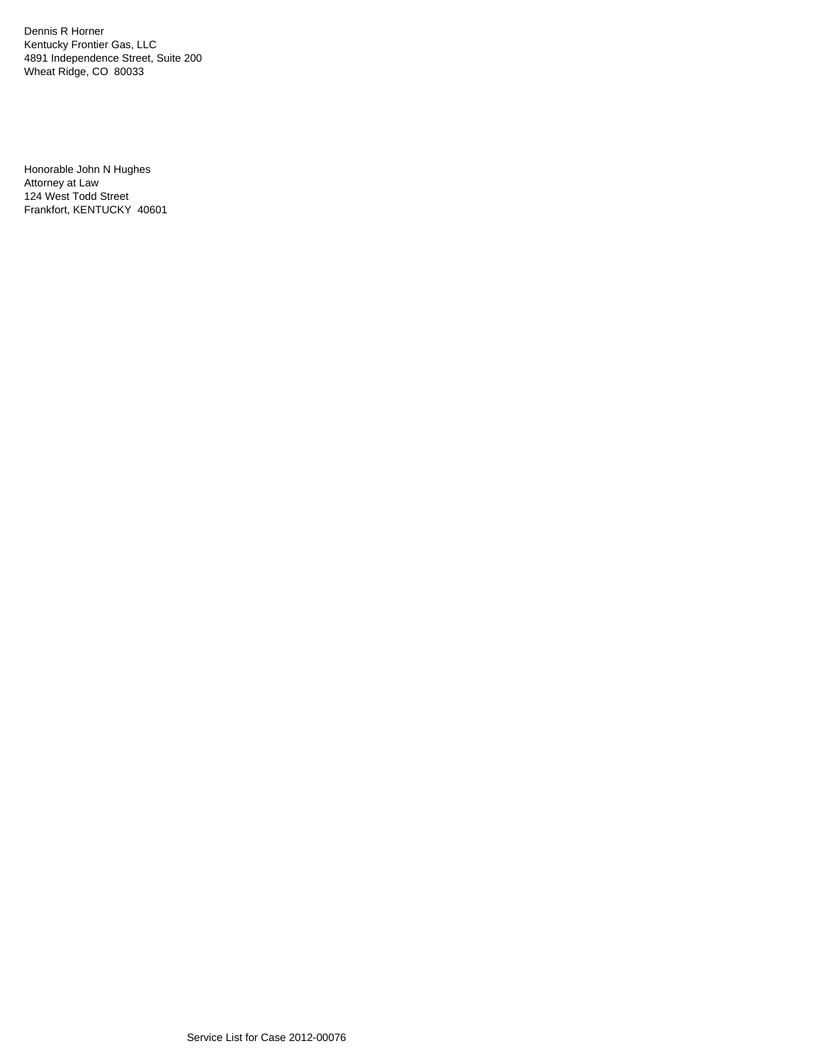Dennis R Horner
Kentucky Frontier Gas, LLC
4891 Independence Street, Suite 200
Wheat Ridge, CO  80033

Honorable John N Hughes
Attorney at Law
124 West Todd Street
Frankfort, KENTUCKY  40601

Service List for Case 2012-00076